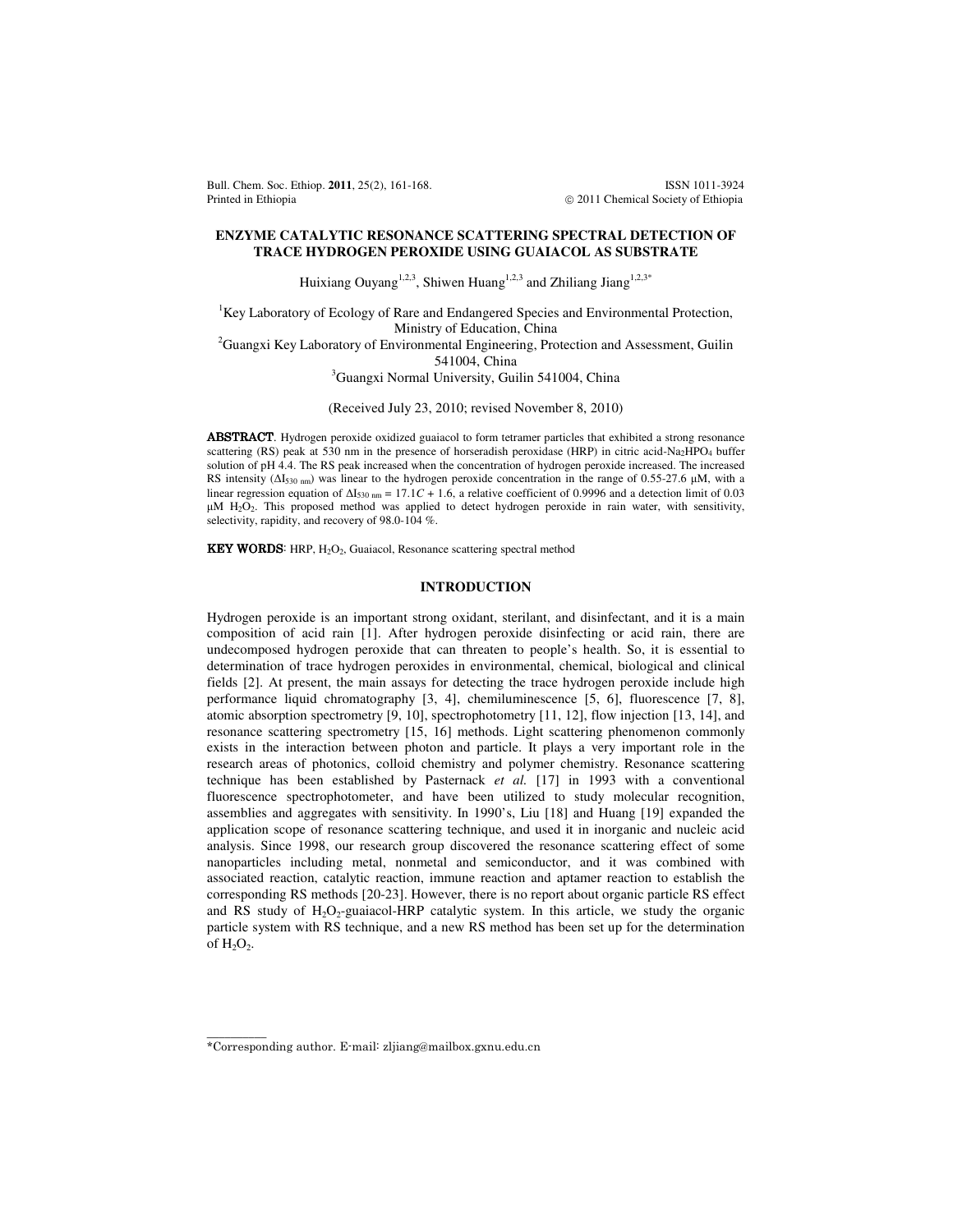# ENZYME CATALYTIC RESONANCE SCATTERING SPECTRAL DETECTION OF TRACE HYDROGEN PEROXIDE USING GUAIACOL AS SUBSTRATE

Huixiang Ouyang[1,2,3], Shiwen Huang[1,2,3] and Zhiliang Jiang[1,2,3*]

[1]Key Laboratory of Ecology of Rare and Endangered Species and Environmental Protection, Ministry of Education, China

[2]Guangxi Key Laboratory of Environmental Engineering, Protection and Assessment, Guilin 541004, China

[3]Guangxi Normal University, Guilin 541004, China

(Received July 23, 2010; revised November 8, 2010)

**ABSTRACT**. Hydrogen peroxide oxidized guaiacol to form tetramer particles that exhibited a strong resonance scattering (RS) peak at 530 nm in the presence of horseradish peroxidase (HRP) in citric acid-$Na_2HPO_4$ buffer solution of pH 4.4. The RS peak increased when the concentration of hydrogen peroxide increased. The increased RS intensity ($\Delta I_{530\ nm}$) was linear to the hydrogen peroxide concentration in the range of 0.55-27.6 μM, with a linear regression equation of $\Delta I_{530\ nm} = 17.1C + 1.6$, a relative coefficient of 0.9996 and a detection limit of 0.03 μM $H_2O_2$. This proposed method was applied to detect hydrogen peroxide in rain water, with sensitivity, selectivity, rapidity, and recovery of 98.0-104 %.

**KEY WORDS**: HRP, $H_2O_2$, Guaiacol, Resonance scattering spectral method

## INTRODUCTION

Hydrogen peroxide is an important strong oxidant, sterilant, and disinfectant, and it is a main composition of acid rain [1]. After hydrogen peroxide disinfecting or acid rain, there are undecomposed hydrogen peroxide that can threaten to people's health. So, it is essential to determination of trace hydrogen peroxides in environmental, chemical, biological and clinical fields [2]. At present, the main assays for detecting the trace hydrogen peroxide include high performance liquid chromatography [3, 4], chemiluminescence [5, 6], fluorescence [7, 8], atomic absorption spectrometry [9, 10], spectrophotometry [11, 12], flow injection [13, 14], and resonance scattering spectrometry [15, 16] methods. Light scattering phenomenon commonly exists in the interaction between photon and particle. It plays a very important role in the research areas of photonics, colloid chemistry and polymer chemistry. Resonance scattering technique has been established by Pasternack *et al.* [17] in 1993 with a conventional fluorescence spectrophotometer, and have been utilized to study molecular recognition, assemblies and aggregates with sensitivity. In 1990's, Liu [18] and Huang [19] expanded the application scope of resonance scattering technique, and used it in inorganic and nucleic acid analysis. Since 1998, our research group discovered the resonance scattering effect of some nanoparticles including metal, nonmetal and semiconductor, and it was combined with associated reaction, catalytic reaction, immune reaction and aptamer reaction to establish the corresponding RS methods [20-23]. However, there is no report about organic particle RS effect and RS study of $H_2O_2$-guaiacol-HRP catalytic system. In this article, we study the organic particle system with RS technique, and a new RS method has been set up for the determination of $H_2O_2$.

*Corresponding author. E-mail: zljiang@mailbox.gxnu.edu.cn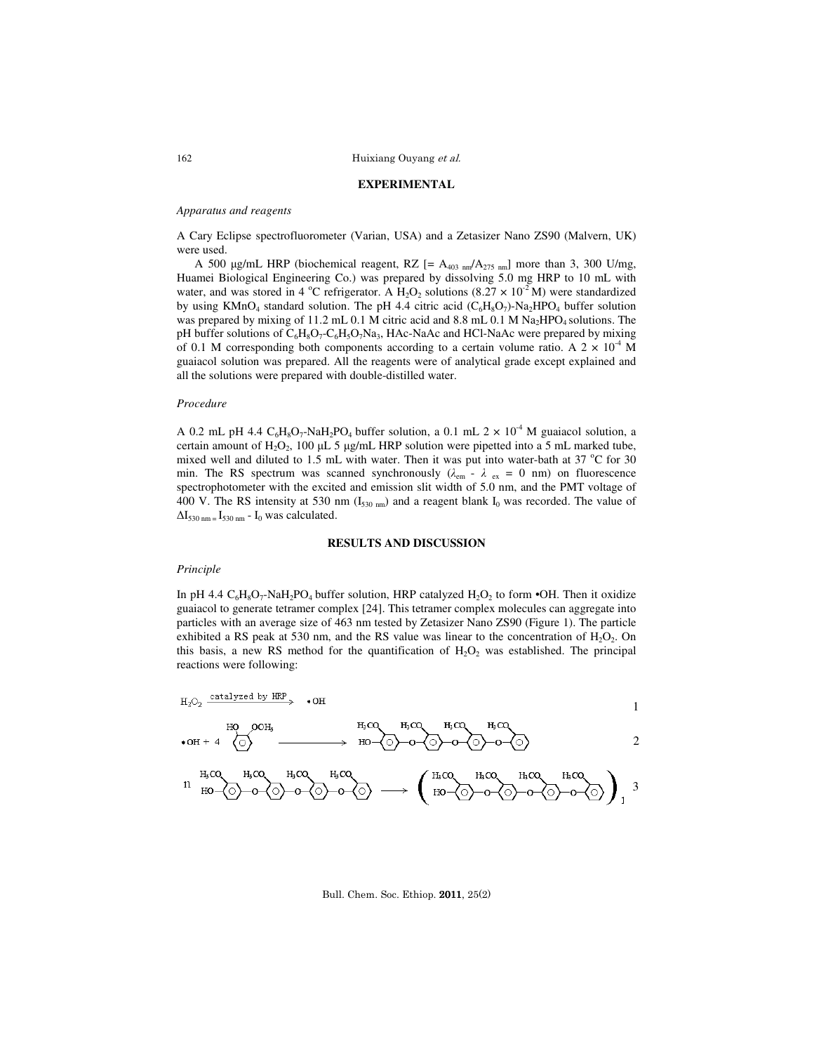## EXPERIMENTAL

### *Apparatus and reagents*

A Cary Eclipse spectrofluorometer (Varian, USA) and a Zetasizer Nano ZS90 (Malvern, UK) were used.

A 500 μg/mL HRP (biochemical reagent, RZ [= $A_{403\ nm}/A_{275\ nm}$] more than 3, 300 U/mg, Huamei Biological Engineering Co.) was prepared by dissolving 5.0 mg HRP to 10 mL with water, and was stored in 4 °C refrigerator. A $H_2O_2$ solutions ($8.27 \times 10^{-2}$ M) were standardized by using $KMnO_4$ standard solution. The pH 4.4 citric acid ($C_6H_8O_7$)-$Na_2HPO_4$ buffer solution was prepared by mixing of 11.2 mL 0.1 M citric acid and 8.8 mL 0.1 M $Na_2HPO_4$ solutions. The pH buffer solutions of $C_6H_8O_7$-$C_6H_5O_7Na_3$, HAc-NaAc and HCl-NaAc were prepared by mixing of 0.1 M corresponding both components according to a certain volume ratio. A $2 \times 10^{-4}$ M guaiacol solution was prepared. All the reagents were of analytical grade except explained and all the solutions were prepared with double-distilled water.

### *Procedure*

A 0.2 mL pH 4.4 $C_6H_8O_7$-$NaH_2PO_4$ buffer solution, a 0.1 mL $2 \times 10^{-4}$ M guaiacol solution, a certain amount of $H_2O_2$, 100 μL 5 μg/mL HRP solution were pipetted into a 5 mL marked tube, mixed well and diluted to 1.5 mL with water. Then it was put into water-bath at 37 °C for 30 min. The RS spectrum was scanned synchronously ($\lambda_{em} - \lambda_{ex} = 0$ nm) on fluorescence spectrophotometer with the excited and emission slit width of 5.0 nm, and the PMT voltage of 400 V. The RS intensity at 530 nm ($I_{530\ nm}$) and a reagent blank $I_0$ was recorded. The value of $\Delta I_{530\ nm} = I_{530\ nm} - I_0$ was calculated.

## RESULTS AND DISCUSSION

### *Principle*

In pH 4.4 $C_6H_8O_7$-$NaH_2PO_4$ buffer solution, HRP catalyzed $H_2O_2$ to form •OH. Then it oxidize guaiacol to generate tetramer complex [24]. This tetramer complex molecules can aggregate into particles with an average size of 463 nm tested by Zetasizer Nano ZS90 (Figure 1). The particle exhibited a RS peak at 530 nm, and the RS value was linear to the concentration of $H_2O_2$. On this basis, a new RS method for the quantification of $H_2O_2$ was established. The principal reactions were following:

$$H_2O_2 \xrightarrow{\text{catalyzed by HRP}} \bullet OH \qquad (1)$$

$$\bullet OH + 4\ \text{guaiacol} \longrightarrow \text{tetramer (HO–Ar(OCH}_3\text{)–O–Ar(OCH}_3\text{)–O–Ar(OCH}_3\text{)–O–Ar(OCH}_3\text{))} \qquad (2)$$

$$n\ \text{tetramer} \longrightarrow (\text{tetramer})_n \qquad (3)$$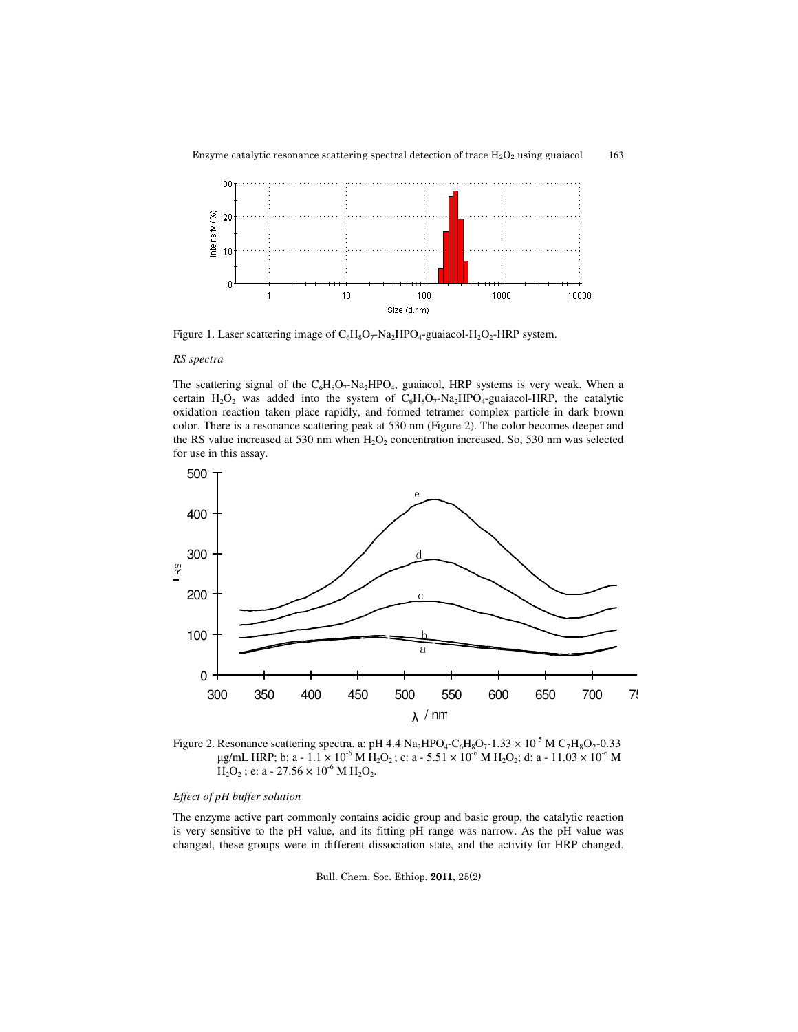Figure 1. Laser scattering image of $C_6H_8O_7$-$Na_2HPO_4$-guaiacol-$H_2O_2$-HRP system.

*RS spectra*

The scattering signal of the $C_6H_8O_7$-$Na_2HPO_4$, guaiacol, HRP systems is very weak. When a certain $H_2O_2$ was added into the system of $C_6H_8O_7$-$Na_2HPO_4$-guaiacol-HRP, the catalytic oxidation reaction taken place rapidly, and formed tetramer complex particle in dark brown color. There is a resonance scattering peak at 530 nm (Figure 2). The color becomes deeper and the RS value increased at 530 nm when $H_2O_2$ concentration increased. So, 530 nm was selected for use in this assay.

Figure 2. Resonance scattering spectra. a: pH 4.4 $Na_2HPO_4$-$C_6H_8O_7$-$1.33 \times 10^{-5}$ M $C_7H_8O_2$-0.33 μg/mL HRP; b: a - $1.1 \times 10^{-6}$ M $H_2O_2$ ; c: a - $5.51 \times 10^{-6}$ M $H_2O_2$; d: a - $11.03 \times 10^{-6}$ M $H_2O_2$ ; e: a - $27.56 \times 10^{-6}$ M $H_2O_2$.

*Effect of pH buffer solution*

The enzyme active part commonly contains acidic group and basic group, the catalytic reaction is very sensitive to the pH value, and its fitting pH range was narrow. As the pH value was changed, these groups were in different dissociation state, and the activity for HRP changed.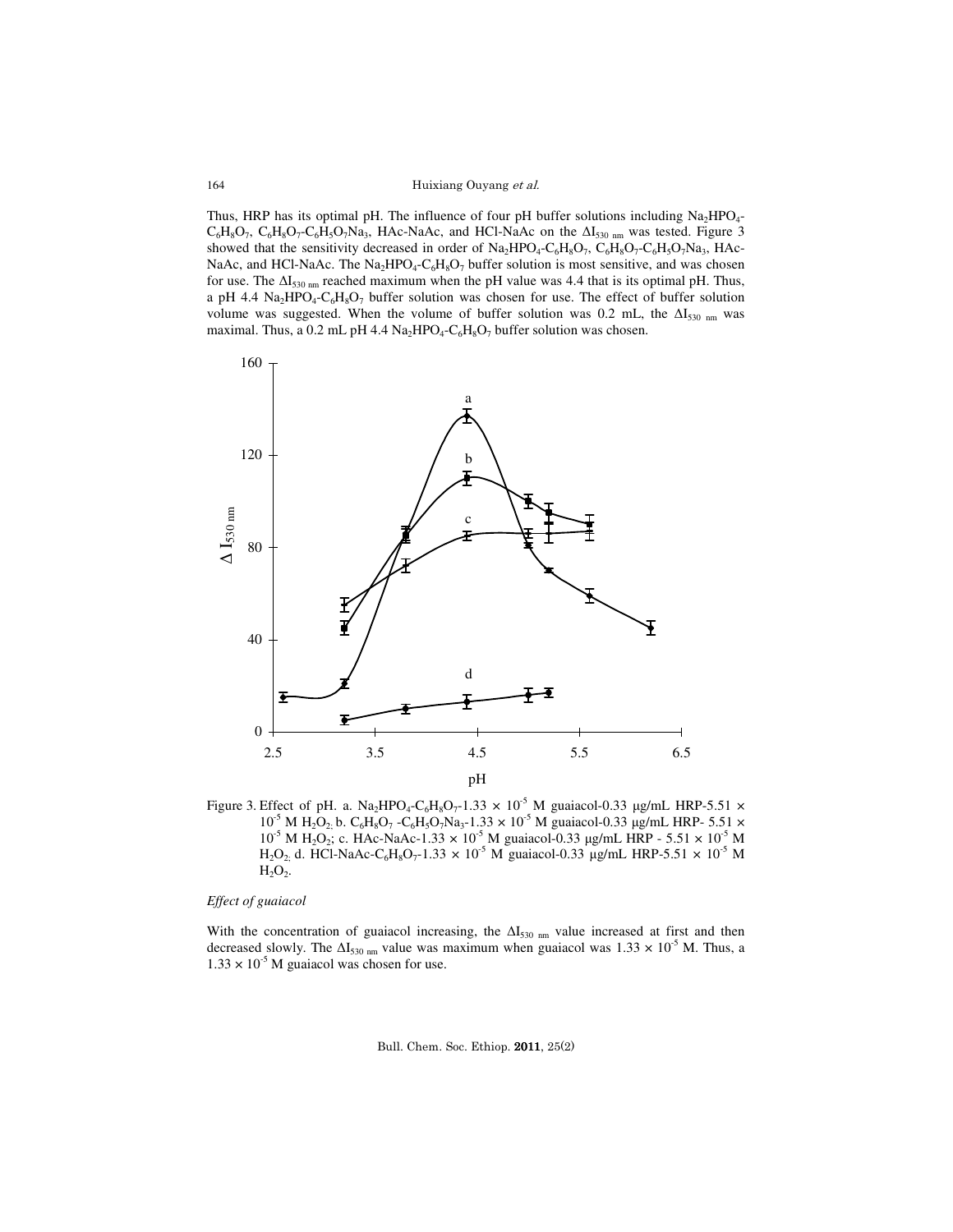Thus, HRP has its optimal pH. The influence of four pH buffer solutions including $Na_2HPO_4$-$C_6H_8O_7$, $C_6H_8O_7$-$C_6H_5O_7Na_3$, HAc-NaAc, and HCl-NaAc on the $\Delta I_{530\ nm}$ was tested. Figure 3 showed that the sensitivity decreased in order of $Na_2HPO_4$-$C_6H_8O_7$, $C_6H_8O_7$-$C_6H_5O_7Na_3$, HAc-NaAc, and HCl-NaAc. The $Na_2HPO_4$-$C_6H_8O_7$ buffer solution is most sensitive, and was chosen for use. The $\Delta I_{530\ nm}$ reached maximum when the pH value was 4.4 that is its optimal pH. Thus, a pH 4.4 $Na_2HPO_4$-$C_6H_8O_7$ buffer solution was chosen for use. The effect of buffer solution volume was suggested. When the volume of buffer solution was 0.2 mL, the $\Delta I_{530\ nm}$ was maximal. Thus, a 0.2 mL pH 4.4 $Na_2HPO_4$-$C_6H_8O_7$ buffer solution was chosen.

Figure 3. Effect of pH. a. $Na_2HPO_4$-$C_6H_8O_7$-$1.33 \times 10^{-5}$ M guaiacol-0.33 μg/mL HRP-$5.51 \times 10^{-5}$ M $H_2O_2$. b. $C_6H_8O_7$-$C_6H_5O_7Na_3$-$1.33 \times 10^{-5}$ M guaiacol-0.33 μg/mL HRP-$5.51 \times 10^{-5}$ M $H_2O_2$; c. HAc-NaAc-$1.33 \times 10^{-5}$ M guaiacol-0.33 μg/mL HRP-$5.51 \times 10^{-5}$ M $H_2O_2$. d. HCl-NaAc-$C_6H_8O_7$-$1.33 \times 10^{-5}$ M guaiacol-0.33 μg/mL HRP-$5.51 \times 10^{-5}$ M $H_2O_2$.

*Effect of guaiacol*

With the concentration of guaiacol increasing, the $\Delta I_{530\ nm}$ value increased at first and then decreased slowly. The $\Delta I_{530\ nm}$ value was maximum when guaiacol was $1.33 \times 10^{-5}$ M. Thus, a $1.33 \times 10^{-5}$ M guaiacol was chosen for use.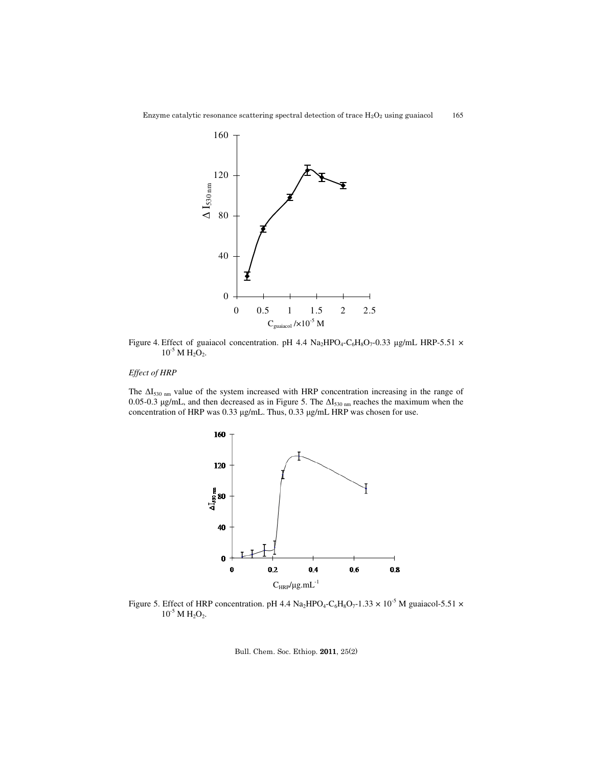Figure 4. Effect of guaiacol concentration. pH 4.4 $Na_2HPO_4$-$C_6H_8O_7$-0.33 μg/mL HRP-5.51 × $10^{-5}$ M $H_2O_2$.

*Effect of HRP*

The $\Delta I_{530\ nm}$ value of the system increased with HRP concentration increasing in the range of 0.05-0.3 μg/mL, and then decreased as in Figure 5. The $\Delta I_{530\ nm}$ reaches the maximum when the concentration of HRP was 0.33 μg/mL. Thus, 0.33 μg/mL HRP was chosen for use.

Figure 5. Effect of HRP concentration. pH 4.4 $Na_2HPO_4$-$C_6H_8O_7$-1.33 × $10^{-5}$ M guaiacol-5.51 × $10^{-5}$ M $H_2O_2$.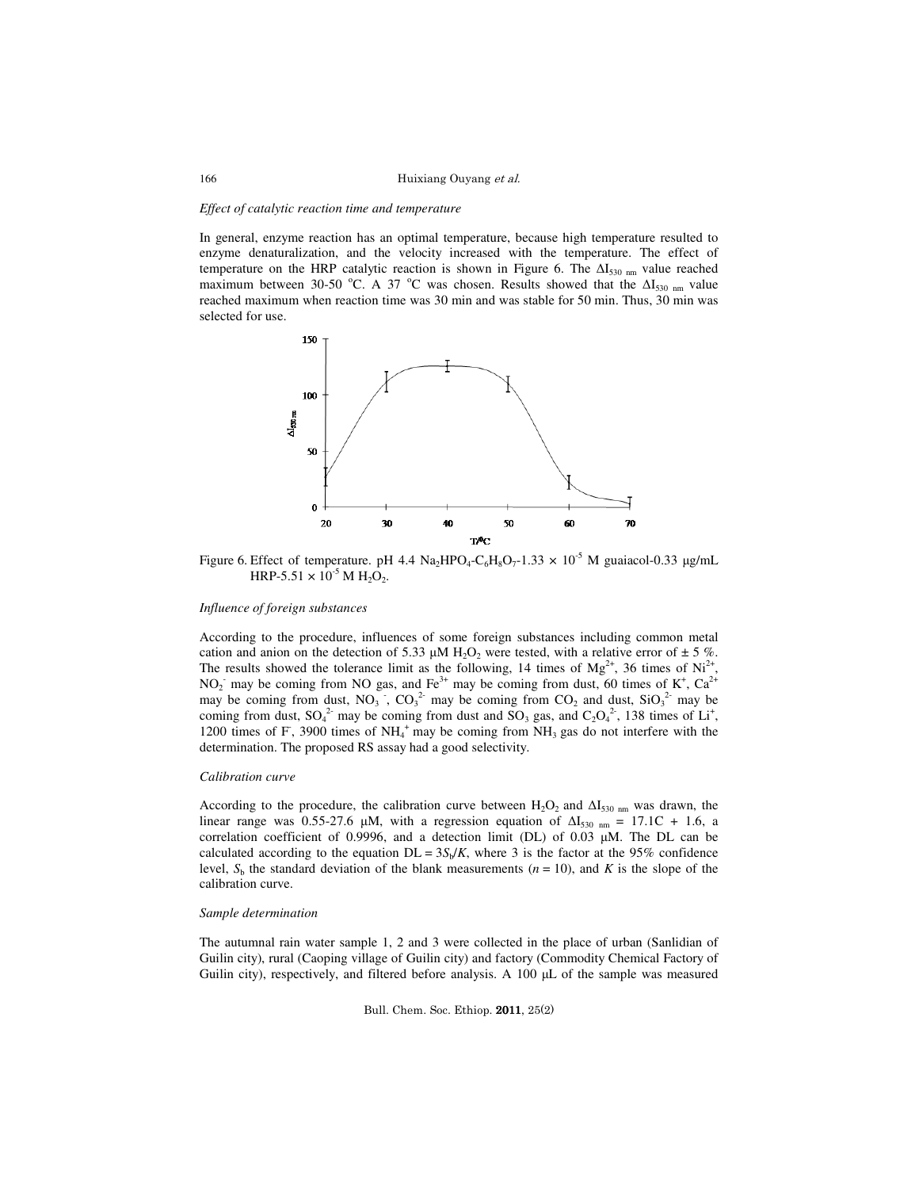*Effect of catalytic reaction time and temperature*

In general, enzyme reaction has an optimal temperature, because high temperature resulted to enzyme denaturalization, and the velocity increased with the temperature. The effect of temperature on the HRP catalytic reaction is shown in Figure 6. The $\Delta I_{530\ nm}$ value reached maximum between 30-50 °C. A 37 °C was chosen. Results showed that the $\Delta I_{530\ nm}$ value reached maximum when reaction time was 30 min and was stable for 50 min. Thus, 30 min was selected for use.

Figure 6. Effect of temperature. pH 4.4 $Na_2HPO_4$-$C_6H_8O_7$-1.33 × $10^{-5}$ M guaiacol-0.33 μg/mL HRP-5.51 × $10^{-5}$ M $H_2O_2$.

*Influence of foreign substances*

According to the procedure, influences of some foreign substances including common metal cation and anion on the detection of 5.33 μM $H_2O_2$ were tested, with a relative error of ± 5 %. The results showed the tolerance limit as the following, 14 times of $Mg^{2+}$, 36 times of $Ni^{2+}$, $NO_2^-$ may be coming from NO gas, and $Fe^{3+}$ may be coming from dust, 60 times of $K^+$, $Ca^{2+}$ may be coming from dust, $NO_3^-$, $CO_3^{2-}$ may be coming from $CO_2$ and dust, $SiO_3^{2-}$ may be coming from dust, $SO_4^{2-}$ may be coming from dust and $SO_3$ gas, and $C_2O_4^{2-}$, 138 times of $Li^+$, 1200 times of $F^-$, 3900 times of $NH_4^+$ may be coming from $NH_3$ gas do not interfere with the determination. The proposed RS assay had a good selectivity.

*Calibration curve*

According to the procedure, the calibration curve between $H_2O_2$ and $\Delta I_{530\ nm}$ was drawn, the linear range was 0.55-27.6 μM, with a regression equation of $\Delta I_{530\ nm} = 17.1C + 1.6$, a correlation coefficient of 0.9996, and a detection limit (DL) of 0.03 μM. The DL can be calculated according to the equation $DL = 3S_b/K$, where 3 is the factor at the 95% confidence level, $S_b$ the standard deviation of the blank measurements ($n = 10$), and $K$ is the slope of the calibration curve.

*Sample determination*

The autumnal rain water sample 1, 2 and 3 were collected in the place of urban (Sanlidian of Guilin city), rural (Caoping village of Guilin city) and factory (Commodity Chemical Factory of Guilin city), respectively, and filtered before analysis. A 100 μL of the sample was measured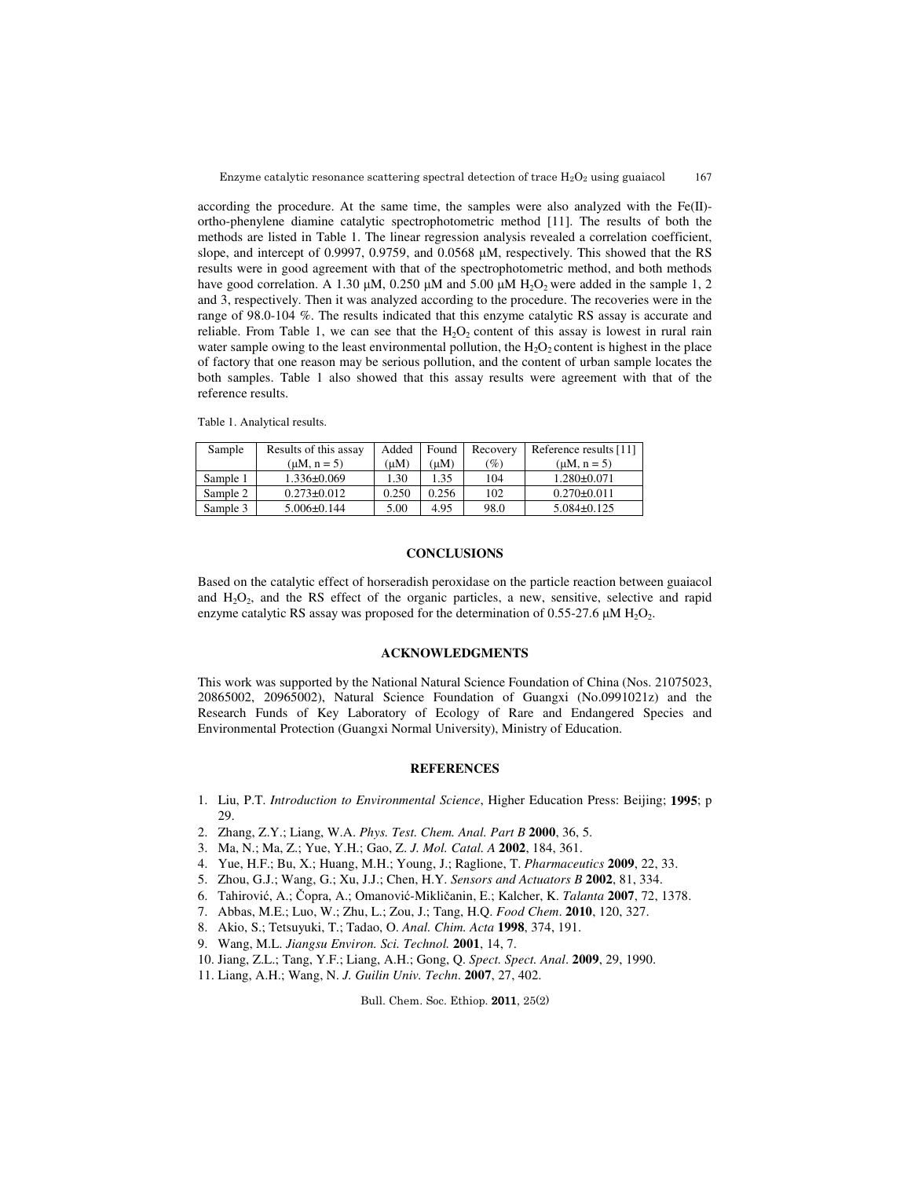according the procedure. At the same time, the samples were also analyzed with the Fe(II)-ortho-phenylene diamine catalytic spectrophotometric method [11]. The results of both the methods are listed in Table 1. The linear regression analysis revealed a correlation coefficient, slope, and intercept of 0.9997, 0.9759, and 0.0568 μM, respectively. This showed that the RS results were in good agreement with that of the spectrophotometric method, and both methods have good correlation. A 1.30 μM, 0.250 μM and 5.00 μM $H_2O_2$ were added in the sample 1, 2 and 3, respectively. Then it was analyzed according to the procedure. The recoveries were in the range of 98.0-104 %. The results indicated that this enzyme catalytic RS assay is accurate and reliable. From Table 1, we can see that the $H_2O_2$ content of this assay is lowest in rural rain water sample owing to the least environmental pollution, the $H_2O_2$ content is highest in the place of factory that one reason may be serious pollution, and the content of urban sample locates the both samples. Table 1 also showed that this assay results were agreement with that of the reference results.

Table 1. Analytical results.

| Sample | Results of this assay (μM, n = 5) | Added (μM) | Found (μM) | Recovery (%) | Reference results [11] (μM, n = 5) |
|---|---|---|---|---|---|
| Sample 1 | 1.336±0.069 | 1.30 | 1.35 | 104 | 1.280±0.071 |
| Sample 2 | 0.273±0.012 | 0.250 | 0.256 | 102 | 0.270±0.011 |
| Sample 3 | 5.006±0.144 | 5.00 | 4.95 | 98.0 | 5.084±0.125 |

## CONCLUSIONS

Based on the catalytic effect of horseradish peroxidase on the particle reaction between guaiacol and $H_2O_2$, and the RS effect of the organic particles, a new, sensitive, selective and rapid enzyme catalytic RS assay was proposed for the determination of 0.55-27.6 μM $H_2O_2$.

## ACKNOWLEDGMENTS

This work was supported by the National Natural Science Foundation of China (Nos. 21075023, 20865002, 20965002), Natural Science Foundation of Guangxi (No.0991021z) and the Research Funds of Key Laboratory of Ecology of Rare and Endangered Species and Environmental Protection (Guangxi Normal University), Ministry of Education.

## REFERENCES

1. Liu, P.T. *Introduction to Environmental Science*, Higher Education Press: Beijing; **1995**; p 29.
2. Zhang, Z.Y.; Liang, W.A. *Phys. Test. Chem. Anal. Part B* **2000**, 36, 5.
3. Ma, N.; Ma, Z.; Yue, Y.H.; Gao, Z. *J. Mol. Catal. A* **2002**, 184, 361.
4. Yue, H.F.; Bu, X.; Huang, M.H.; Young, J.; Raglione, T. *Pharmaceutics* **2009**, 22, 33.
5. Zhou, G.J.; Wang, G.; Xu, J.J.; Chen, H.Y. *Sensors and Actuators B* **2002**, 81, 334.
6. Tahirović, A.; Čopra, A.; Omanović-Mikličanin, E.; Kalcher, K. *Talanta* **2007**, 72, 1378.
7. Abbas, M.E.; Luo, W.; Zhu, L.; Zou, J.; Tang, H.Q. *Food Chem*. **2010**, 120, 327.
8. Akio, S.; Tetsuyuki, T.; Tadao, O. *Anal. Chim. Acta* **1998**, 374, 191.
9. Wang, M.L. *Jiangsu Environ. Sci. Technol.* **2001**, 14, 7.
10. Jiang, Z.L.; Tang, Y.F.; Liang, A.H.; Gong, Q. *Spect. Spect. Anal*. **2009**, 29, 1990.
11. Liang, A.H.; Wang, N. *J. Guilin Univ. Techn*. **2007**, 27, 402.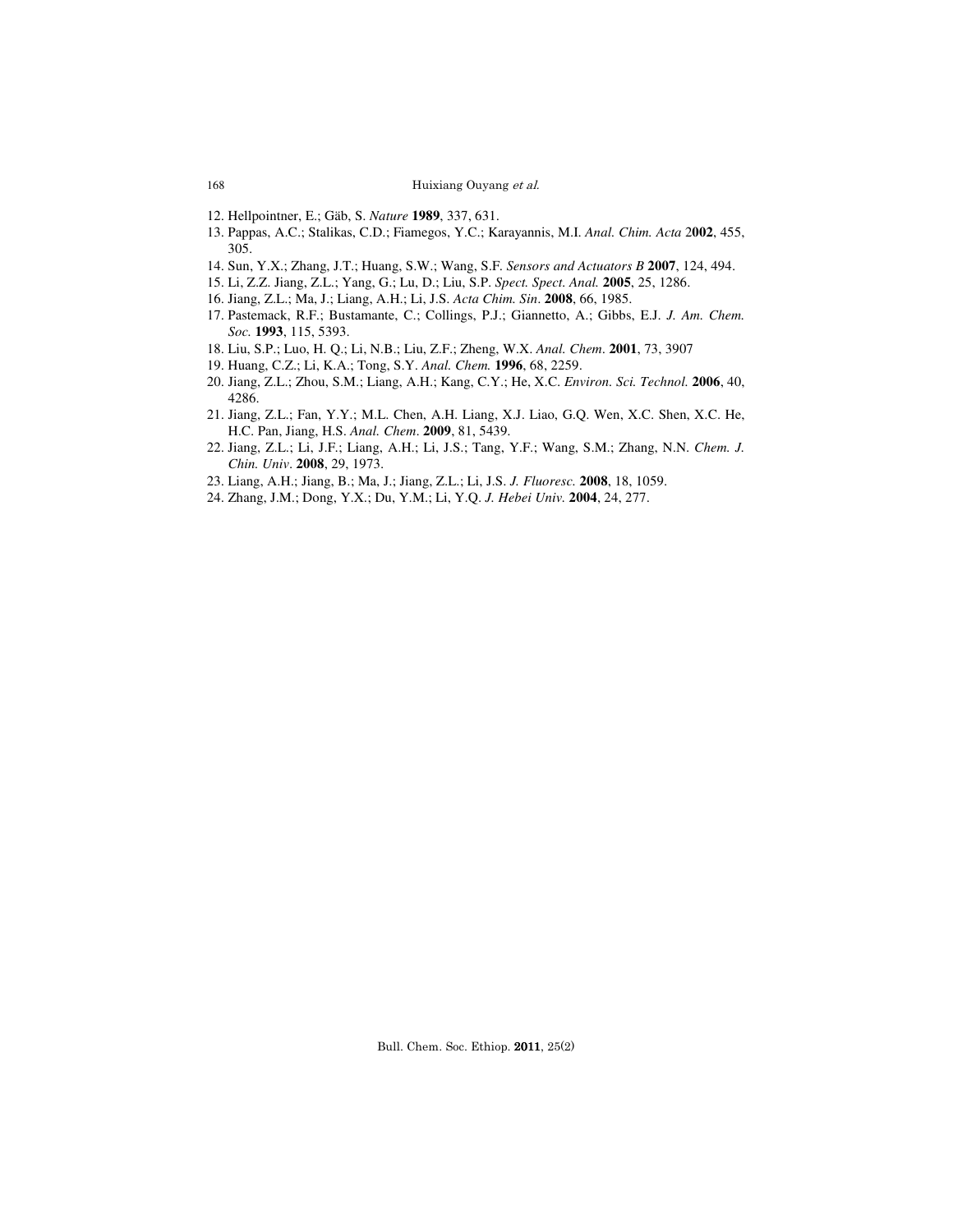12. Hellpointner, E.; Gäb, S. *Nature* **1989**, 337, 631.
13. Pappas, A.C.; Stalikas, C.D.; Fiamegos, Y.C.; Karayannis, M.I. *Anal. Chim. Acta* 2**002**, 455, 305.
14. Sun, Y.X.; Zhang, J.T.; Huang, S.W.; Wang, S.F. *Sensors and Actuators B* **2007**, 124, 494.
15. Li, Z.Z. Jiang, Z.L.; Yang, G.; Lu, D.; Liu, S.P. *Spect. Spect. Anal.* **2005**, 25, 1286.
16. Jiang, Z.L.; Ma, J.; Liang, A.H.; Li, J.S. *Acta Chim. Sin*. **2008**, 66, 1985.
17. Pastemack, R.F.; Bustamante, C.; Collings, P.J.; Giannetto, A.; Gibbs, E.J. *J. Am. Chem. Soc.* **1993**, 115, 5393.
18. Liu, S.P.; Luo, H. Q.; Li, N.B.; Liu, Z.F.; Zheng, W.X. *Anal. Chem*. **2001**, 73, 3907
19. Huang, C.Z.; Li, K.A.; Tong, S.Y. *Anal. Chem.* **1996**, 68, 2259.
20. Jiang, Z.L.; Zhou, S.M.; Liang, A.H.; Kang, C.Y.; He, X.C. *Environ. Sci. Technol.* **2006**, 40, 4286.
21. Jiang, Z.L.; Fan, Y.Y.; M.L. Chen, A.H. Liang, X.J. Liao, G.Q. Wen, X.C. Shen, X.C. He, H.C. Pan, Jiang, H.S. *Anal. Chem*. **2009**, 81, 5439.
22. Jiang, Z.L.; Li, J.F.; Liang, A.H.; Li, J.S.; Tang, Y.F.; Wang, S.M.; Zhang, N.N. *Chem. J. Chin. Univ*. **2008**, 29, 1973.
23. Liang, A.H.; Jiang, B.; Ma, J.; Jiang, Z.L.; Li, J.S. *J. Fluoresc.* **2008**, 18, 1059.
24. Zhang, J.M.; Dong, Y.X.; Du, Y.M.; Li, Y.Q. *J. Hebei Univ.* **2004**, 24, 277.